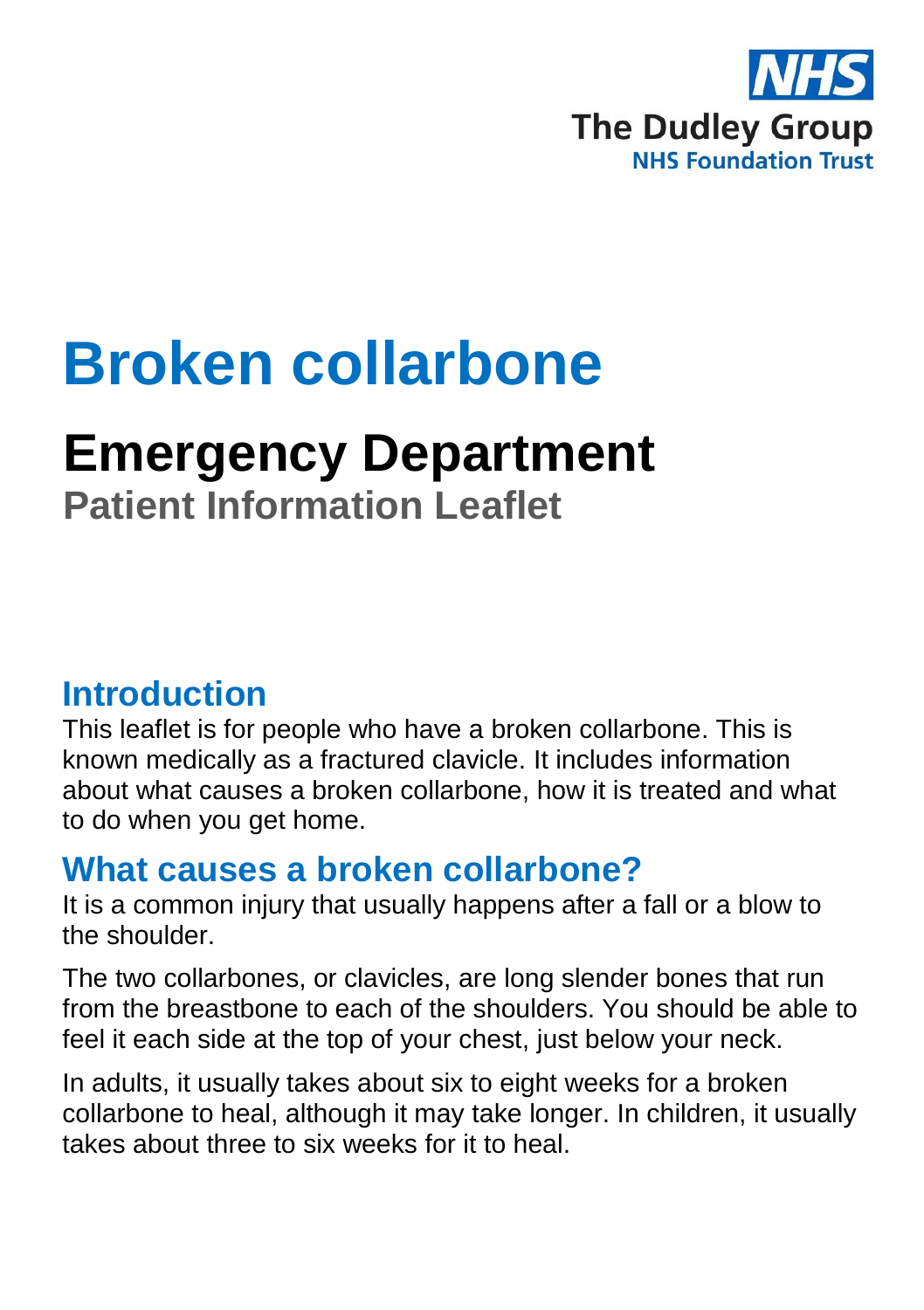NHS
The Dudley Group
NHS Foundation Trust

# Broken collarbone

# Emergency Department

## Patient Information Leaflet

## Introduction

This leaflet is for people who have a broken collarbone. This is known medically as a fractured clavicle. It includes information about what causes a broken collarbone, how it is treated and what to do when you get home.

## What causes a broken collarbone?

It is a common injury that usually happens after a fall or a blow to the shoulder.

The two collarbones, or clavicles, are long slender bones that run from the breastbone to each of the shoulders. You should be able to feel it each side at the top of your chest, just below your neck.

In adults, it usually takes about six to eight weeks for a broken collarbone to heal, although it may take longer. In children, it usually takes about three to six weeks for it to heal.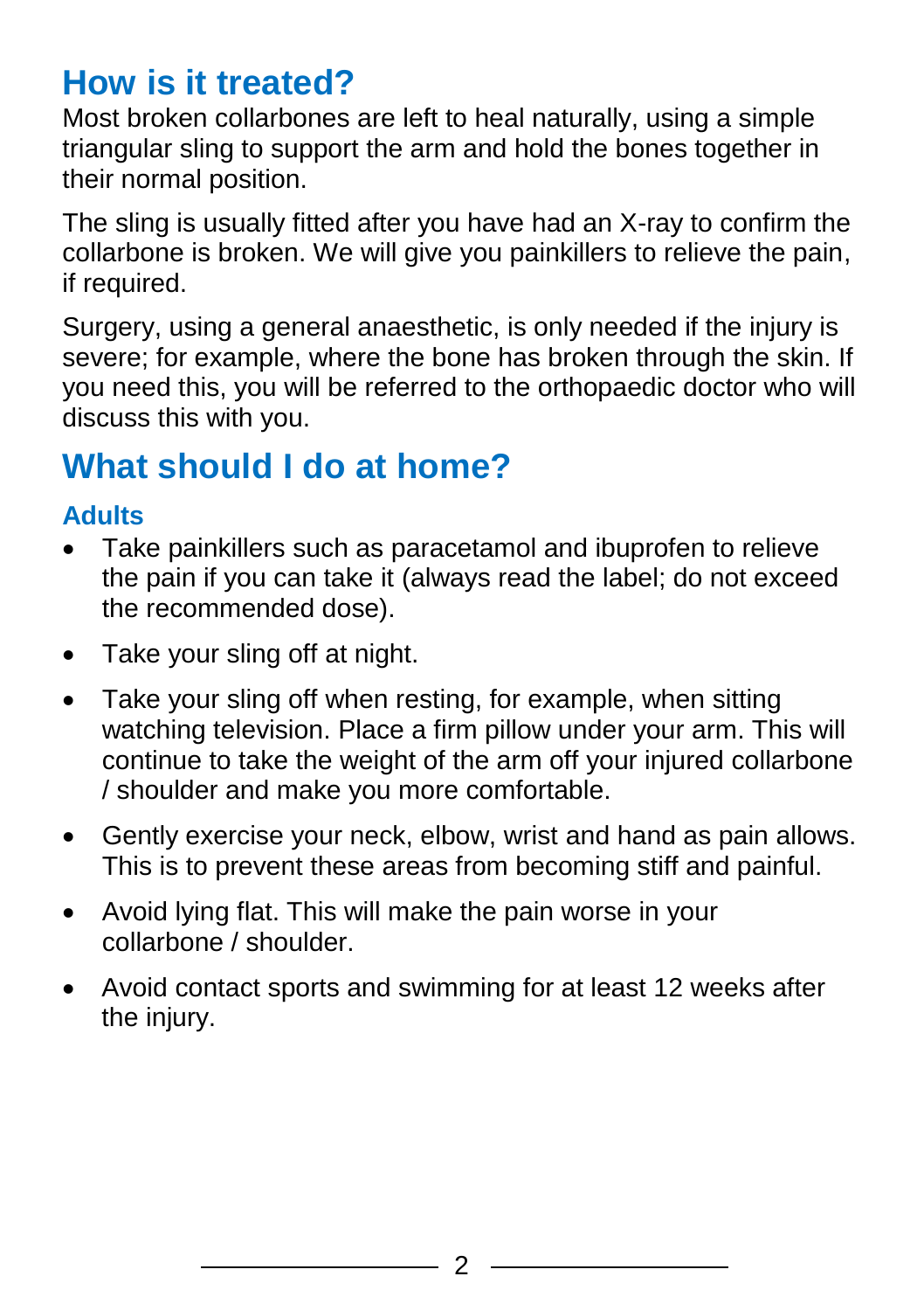## How is it treated?

Most broken collarbones are left to heal naturally, using a simple triangular sling to support the arm and hold the bones together in their normal position.

The sling is usually fitted after you have had an X-ray to confirm the collarbone is broken. We will give you painkillers to relieve the pain, if required.

Surgery, using a general anaesthetic, is only needed if the injury is severe; for example, where the bone has broken through the skin. If you need this, you will be referred to the orthopaedic doctor who will discuss this with you.

## What should I do at home?

### Adults

- Take painkillers such as paracetamol and ibuprofen to relieve the pain if you can take it (always read the label; do not exceed the recommended dose).
- Take your sling off at night.
- Take your sling off when resting, for example, when sitting watching television. Place a firm pillow under your arm. This will continue to take the weight of the arm off your injured collarbone / shoulder and make you more comfortable.
- Gently exercise your neck, elbow, wrist and hand as pain allows. This is to prevent these areas from becoming stiff and painful.
- Avoid lying flat. This will make the pain worse in your collarbone / shoulder.
- Avoid contact sports and swimming for at least 12 weeks after the injury.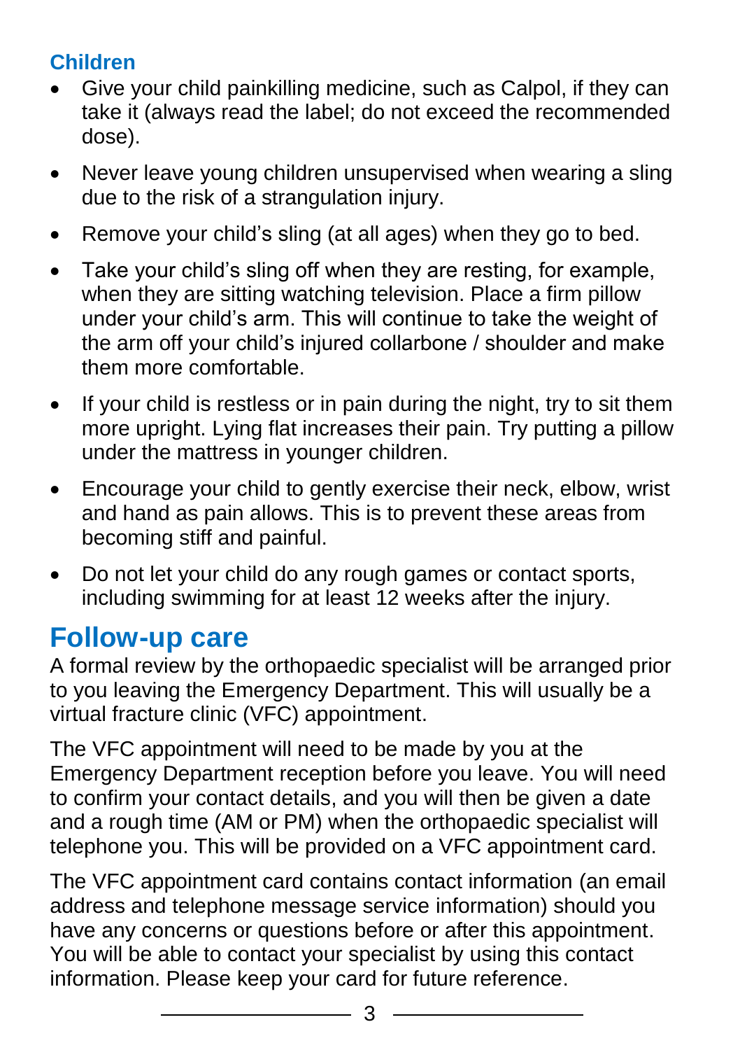### Children

- Give your child painkilling medicine, such as Calpol, if they can take it (always read the label; do not exceed the recommended dose).
- Never leave young children unsupervised when wearing a sling due to the risk of a strangulation injury.
- Remove your child's sling (at all ages) when they go to bed.
- Take your child's sling off when they are resting, for example, when they are sitting watching television. Place a firm pillow under your child's arm. This will continue to take the weight of the arm off your child's injured collarbone / shoulder and make them more comfortable.
- If your child is restless or in pain during the night, try to sit them more upright. Lying flat increases their pain. Try putting a pillow under the mattress in younger children.
- Encourage your child to gently exercise their neck, elbow, wrist and hand as pain allows. This is to prevent these areas from becoming stiff and painful.
- Do not let your child do any rough games or contact sports, including swimming for at least 12 weeks after the injury.

## Follow-up care

A formal review by the orthopaedic specialist will be arranged prior to you leaving the Emergency Department. This will usually be a virtual fracture clinic (VFC) appointment.

The VFC appointment will need to be made by you at the Emergency Department reception before you leave. You will need to confirm your contact details, and you will then be given a date and a rough time (AM or PM) when the orthopaedic specialist will telephone you. This will be provided on a VFC appointment card.

The VFC appointment card contains contact information (an email address and telephone message service information) should you have any concerns or questions before or after this appointment. You will be able to contact your specialist by using this contact information. Please keep your card for future reference.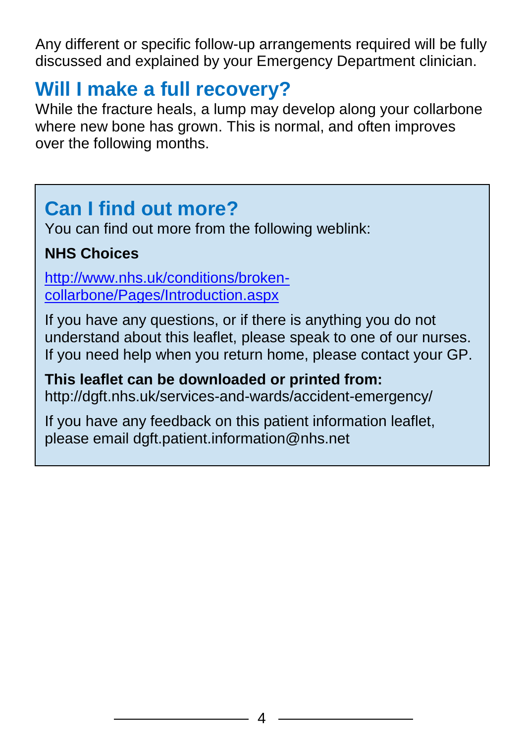Any different or specific follow-up arrangements required will be fully discussed and explained by your Emergency Department clinician.

## Will I make a full recovery?

While the fracture heals, a lump may develop along your collarbone where new bone has grown. This is normal, and often improves over the following months.

## Can I find out more?

You can find out more from the following weblink:

**NHS Choices**

[http://www.nhs.uk/conditions/broken-collarbone/Pages/Introduction.aspx](http://www.nhs.uk/conditions/broken-collarbone/Pages/Introduction.aspx)

If you have any questions, or if there is anything you do not understand about this leaflet, please speak to one of our nurses. If you need help when you return home, please contact your GP.

**This leaflet can be downloaded or printed from:**
http://dgft.nhs.uk/services-and-wards/accident-emergency/

If you have any feedback on this patient information leaflet, please email dgft.patient.information@nhs.net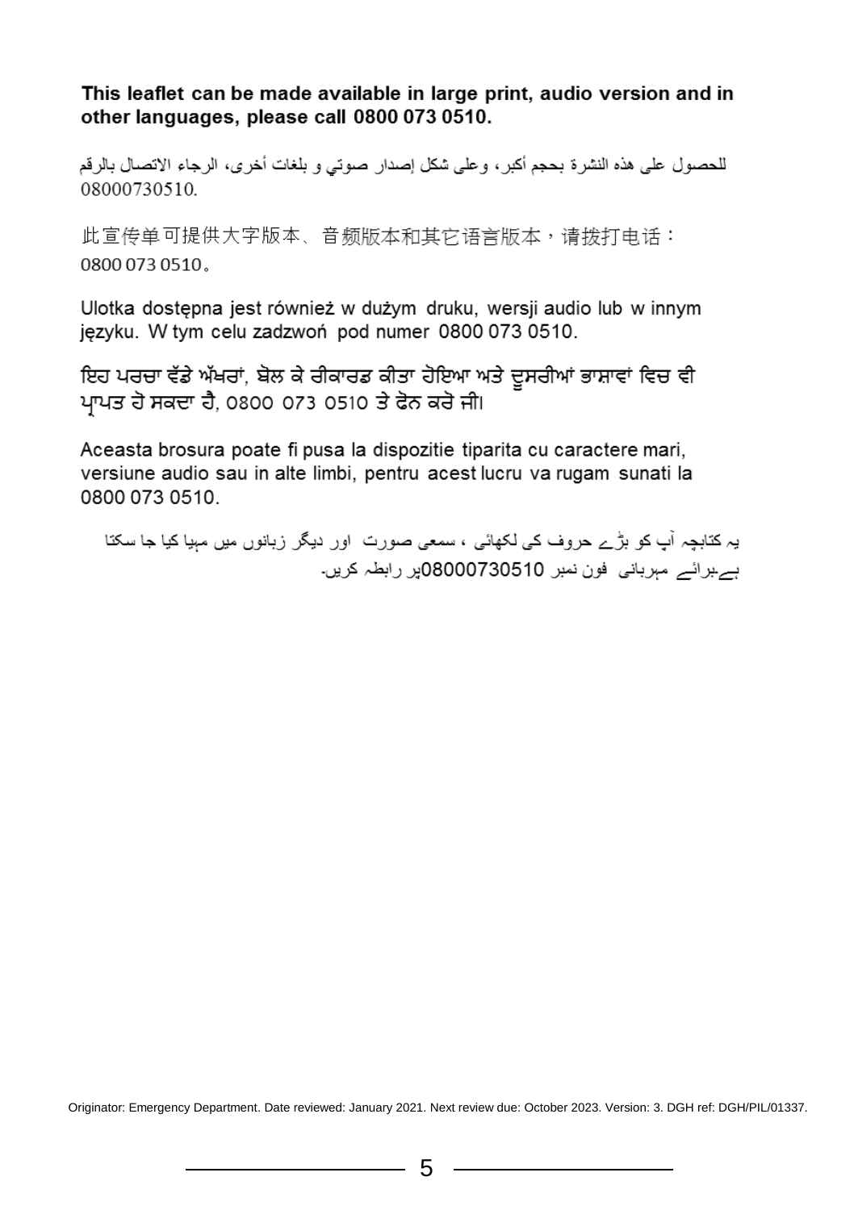**This leaflet can be made available in large print, audio version and in other languages, please call 0800 073 0510.**

للحصول على هذه النشرة بحجم أكبر، وعلى شكل إصدار صوتي و بلغات أخرى، الرجاء الاتصال بالرقم 08000730510.

此宣传单可提供大字版本、音频版本和其它语言版本，请拨打电话：0800 073 0510。

Ulotka dostępna jest również w dużym druku, wersji audio lub w innym języku. W tym celu zadzwoń pod numer 0800 073 0510.

ਇਹ ਪਰਚਾ ਵੱਡੇ ਅੱਖਰਾਂ, ਬੋਲ ਕੇ ਰੀਕਾਰਡ ਕੀਤਾ ਹੋਇਆ ਅਤੇ ਦੂਸਰੀਆਂ ਭਾਸ਼ਾਵਾਂ ਵਿਚ ਵੀ ਪ੍ਰਾਪਤ ਹੋ ਸਕਦਾ ਹੈ, 0800 073 0510 ਤੇ ਫੋਨ ਕਰੋ ਜੀ।

Aceasta brosura poate fi pusa la dispozitie tiparita cu caractere mari, versiune audio sau in alte limbi, pentru acest lucru va rugam sunati la 0800 073 0510.

یہ کتابچہ آپ کو بڑے حروف کی لکھائی ، سمعی صورت اور دیگر زبانوں میں مہیا کیا جا سکتا ہے۔برائے مہربانی فون نمبر 08000730510پر رابطہ کریں۔

Originator: Emergency Department. Date reviewed: January 2021. Next review due: October 2023. Version: 3. DGH ref: DGH/PIL/01337.